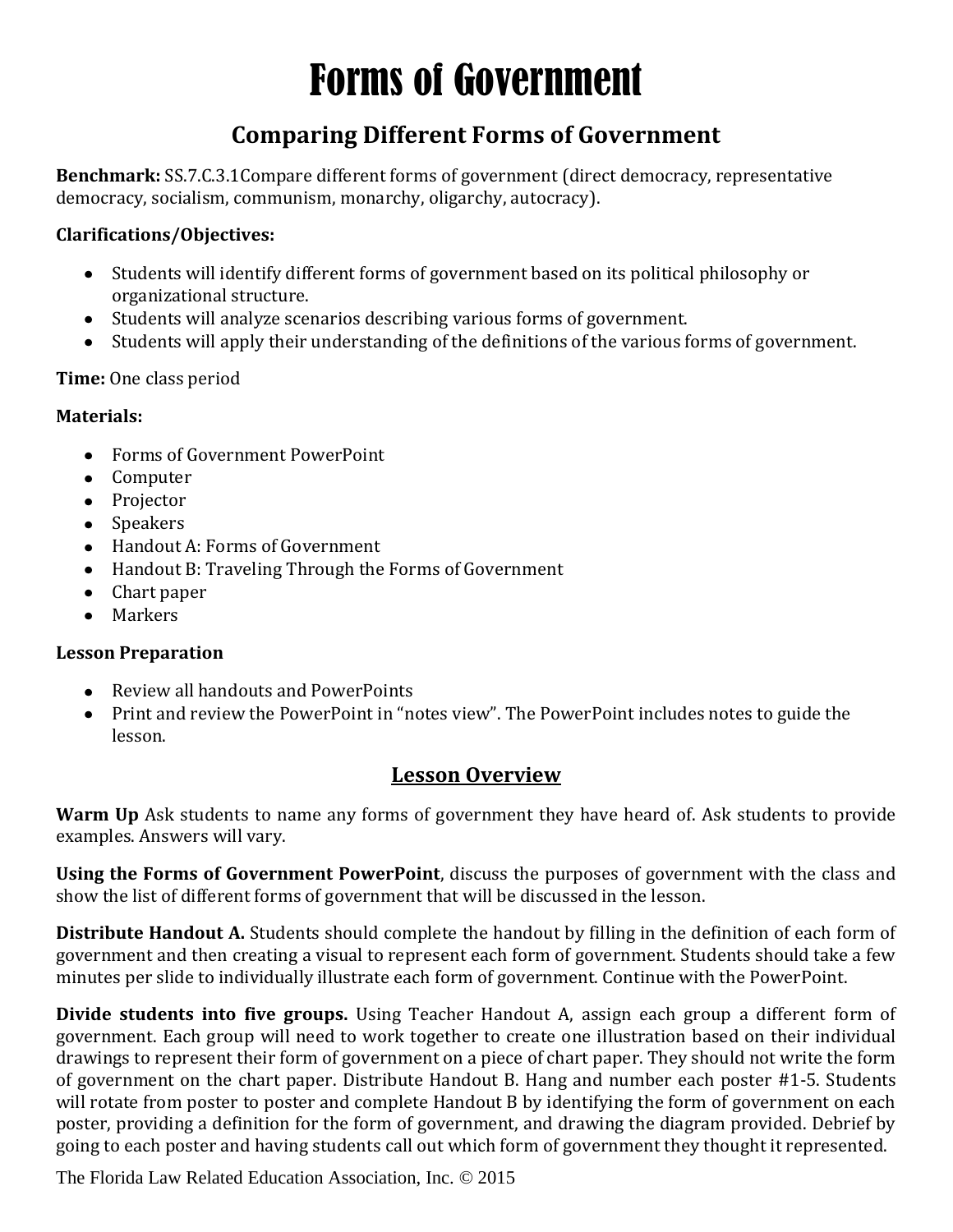# Forms of Government

## Comparing Different Forms of Government

**Benchmark:** SS.7.C.3.1Compare different forms of government (direct democracy, representative democracy, socialism, communism, monarchy, oligarchy, autocracy).

**Clarifications/Objectives:**

- Students will identify different forms of government based on its political philosophy or organizational structure.
- Students will analyze scenarios describing various forms of government.
- Students will apply their understanding of the definitions of the various forms of government.

**Time:** One class period

**Materials:**

- Forms of Government PowerPoint
- Computer
- Projector
- Speakers
- Handout A: Forms of Government
- Handout B: Traveling Through the Forms of Government
- Chart paper
- Markers

**Lesson Preparation**

- Review all handouts and PowerPoints
- Print and review the PowerPoint in "notes view". The PowerPoint includes notes to guide the lesson.

### Lesson Overview

**Warm Up** Ask students to name any forms of government they have heard of. Ask students to provide examples. Answers will vary.

**Using the Forms of Government PowerPoint**, discuss the purposes of government with the class and show the list of different forms of government that will be discussed in the lesson.

**Distribute Handout A.** Students should complete the handout by filling in the definition of each form of government and then creating a visual to represent each form of government. Students should take a few minutes per slide to individually illustrate each form of government. Continue with the PowerPoint.

**Divide students into five groups.** Using Teacher Handout A, assign each group a different form of government. Each group will need to work together to create one illustration based on their individual drawings to represent their form of government on a piece of chart paper. They should not write the form of government on the chart paper. Distribute Handout B. Hang and number each poster #1-5. Students will rotate from poster to poster and complete Handout B by identifying the form of government on each poster, providing a definition for the form of government, and drawing the diagram provided. Debrief by going to each poster and having students call out which form of government they thought it represented.

The Florida Law Related Education Association, Inc. © 2015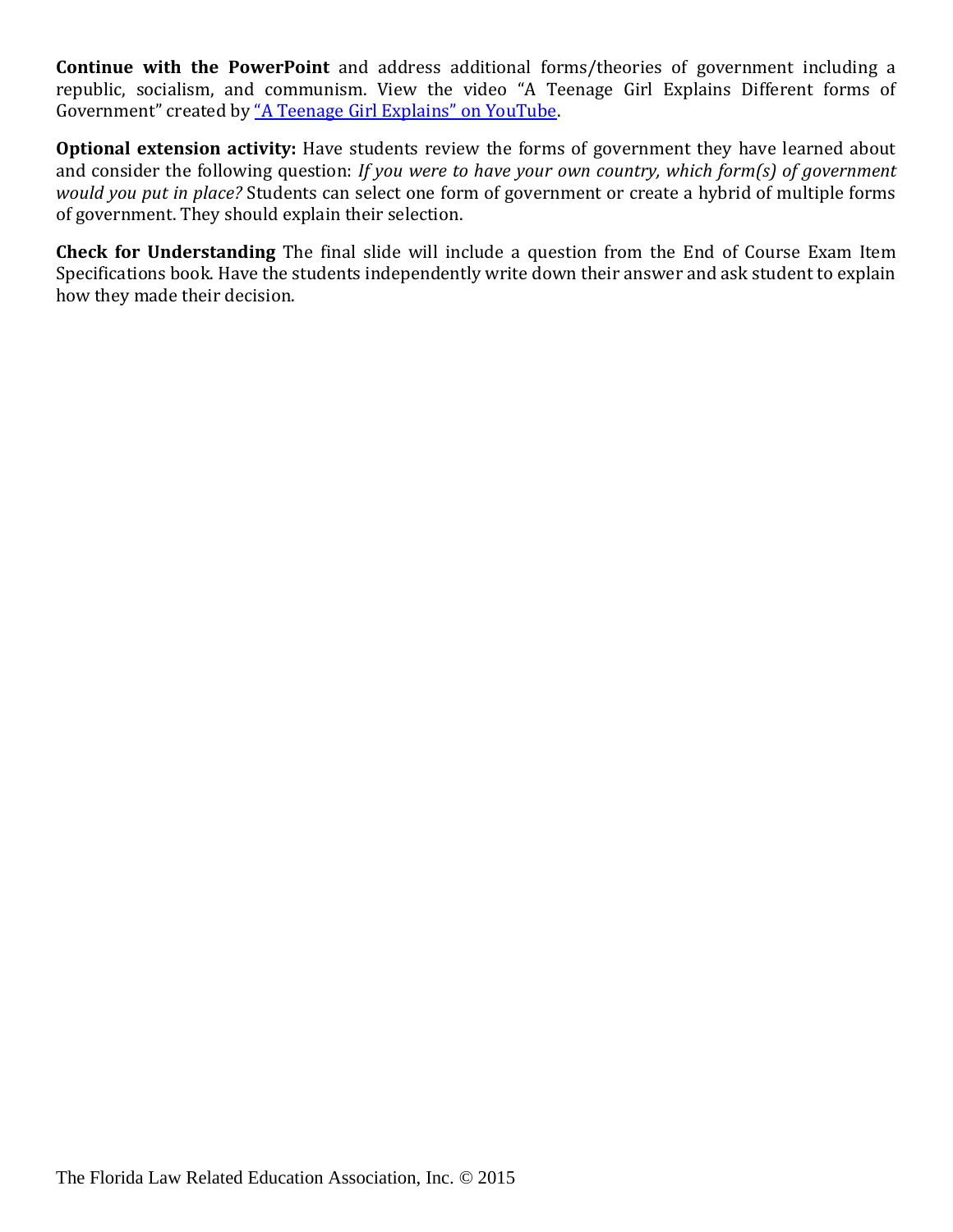**Continue with the PowerPoint** and address additional forms/theories of government including a republic, socialism, and communism. View the video "A Teenage Girl Explains Different forms of Government" created by "A Teenage Girl Explains" on YouTube.

**Optional extension activity:** Have students review the forms of government they have learned about and consider the following question: *If you were to have your own country, which form(s) of government would you put in place?* Students can select one form of government or create a hybrid of multiple forms of government. They should explain their selection.

**Check for Understanding** The final slide will include a question from the End of Course Exam Item Specifications book. Have the students independently write down their answer and ask student to explain how they made their decision.

The Florida Law Related Education Association, Inc. © 2015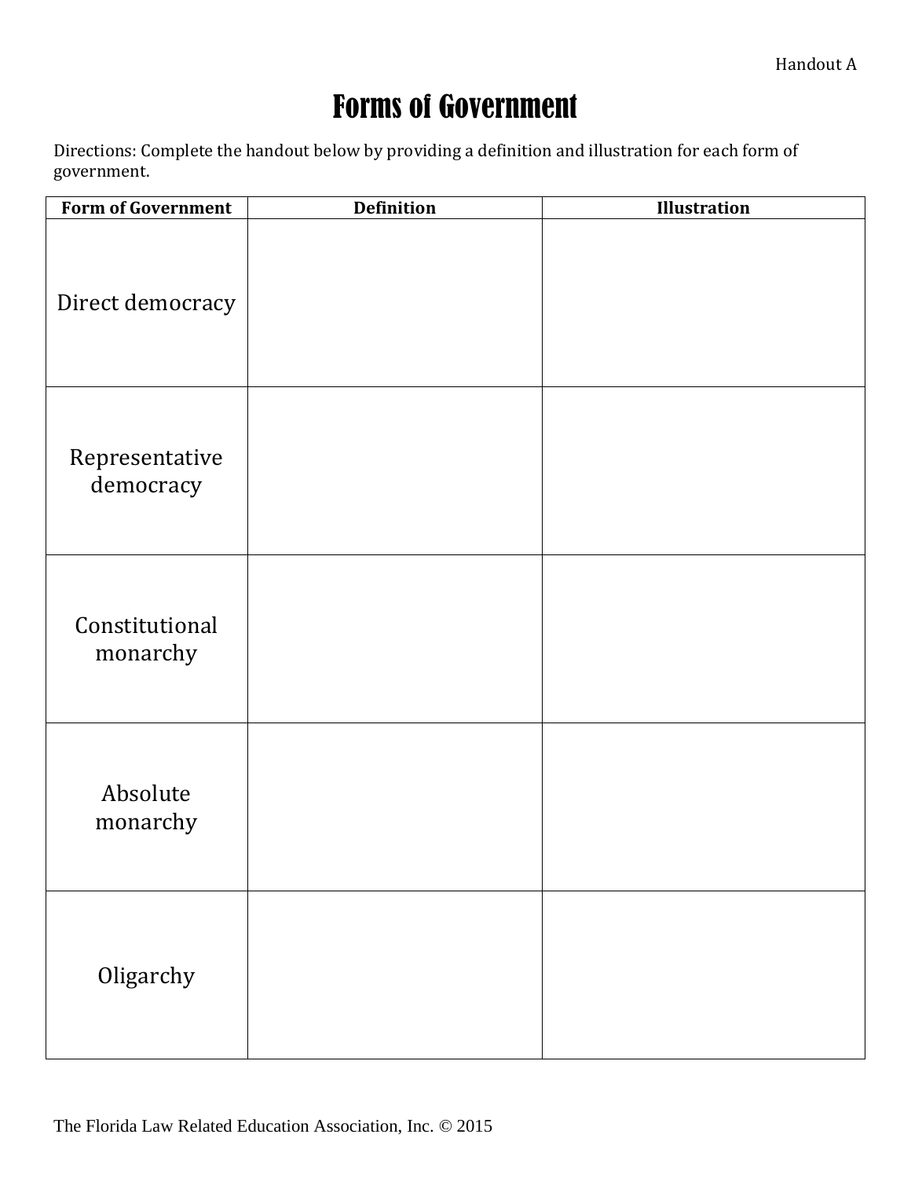Handout A

# Forms of Government

Directions: Complete the handout below by providing a definition and illustration for each form of government.

| Form of Government | Definition | Illustration |
| --- | --- | --- |
| Direct democracy | | |
| Representative democracy | | |
| Constitutional monarchy | | |
| Absolute monarchy | | |
| Oligarchy | | |

The Florida Law Related Education Association, Inc. © 2015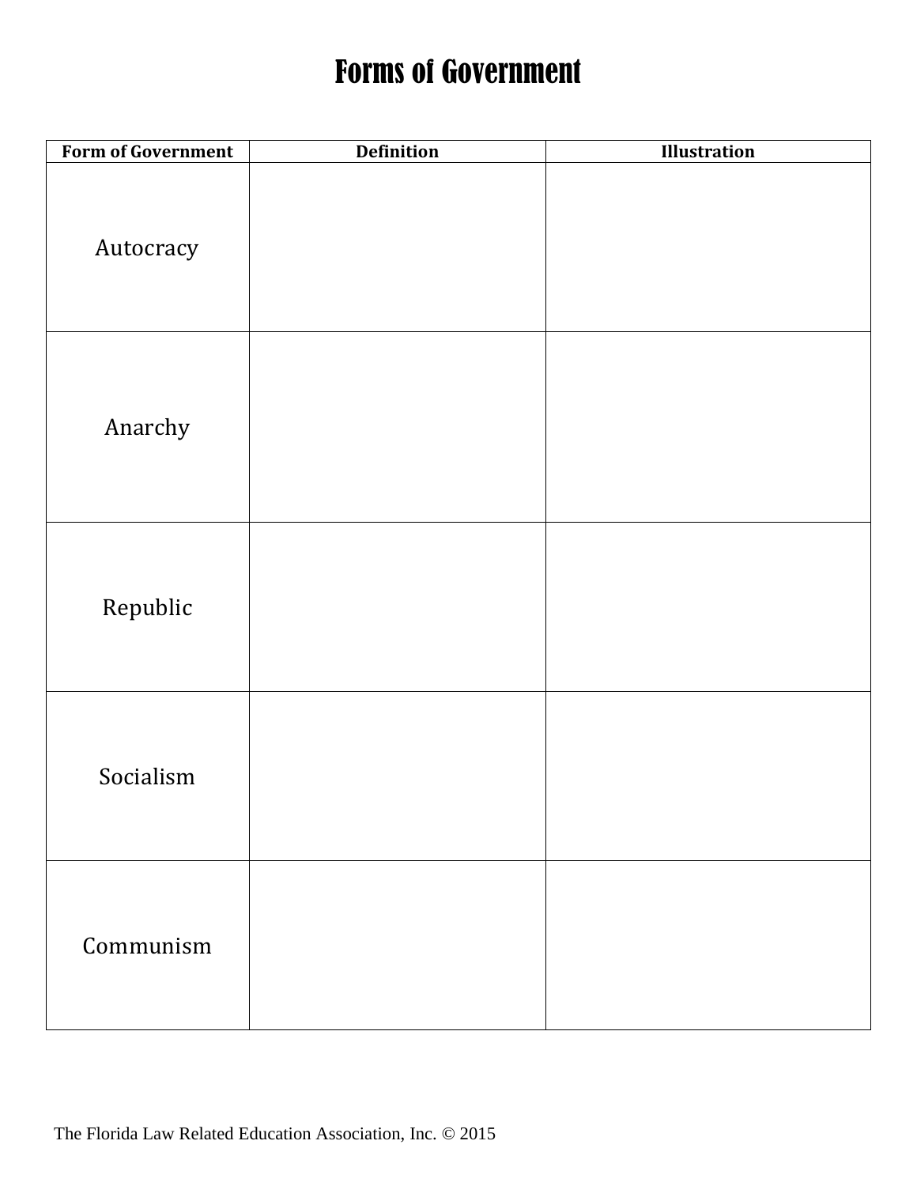# Forms of Government

| Form of Government | Definition | Illustration |
| --- | --- | --- |
| Autocracy | | |
| Anarchy | | |
| Republic | | |
| Socialism | | |
| Communism | | |

The Florida Law Related Education Association, Inc. © 2015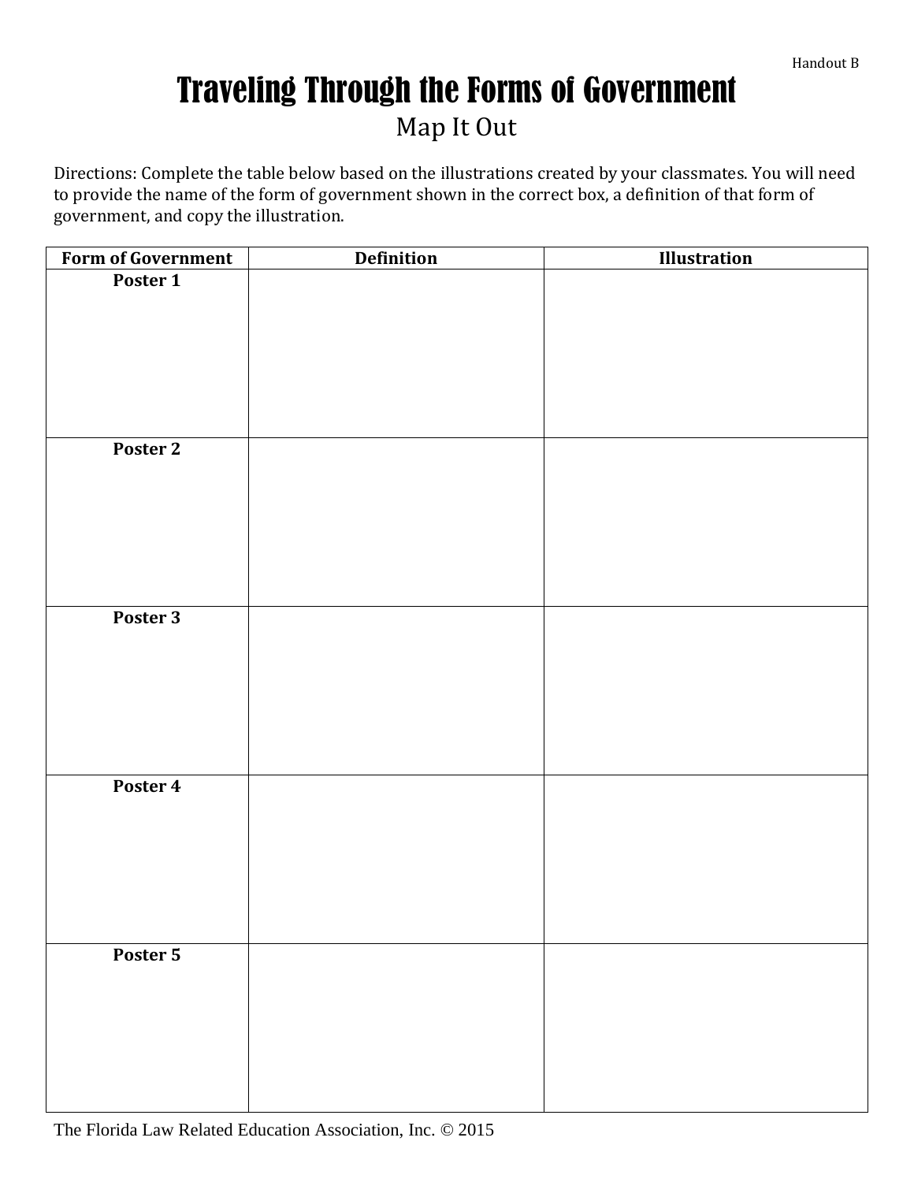Handout B

# Traveling Through the Forms of Government

## Map It Out

Directions: Complete the table below based on the illustrations created by your classmates. You will need to provide the name of the form of government shown in the correct box, a definition of that form of government, and copy the illustration.

| Form of Government | Definition | Illustration |
|---|---|---|
| **Poster 1** | | |
| **Poster 2** | | |
| **Poster 3** | | |
| **Poster 4** | | |
| **Poster 5** | | |

The Florida Law Related Education Association, Inc. © 2015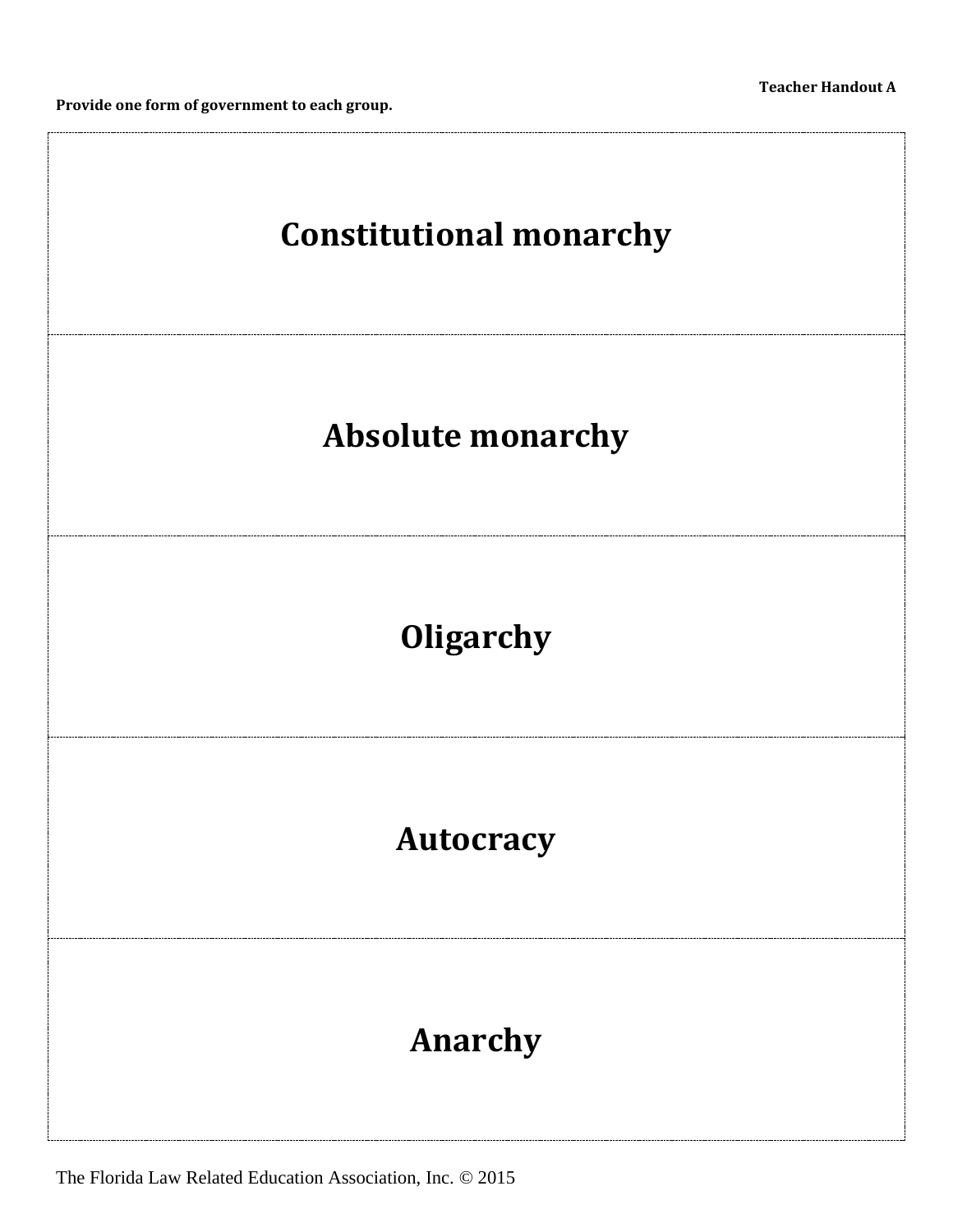**Teacher Handout A**

**Provide one form of government to each group.**

| |
|---|
| **Constitutional monarchy** |
| **Absolute monarchy** |
| **Oligarchy** |
| **Autocracy** |
| **Anarchy** |

The Florida Law Related Education Association, Inc. © 2015